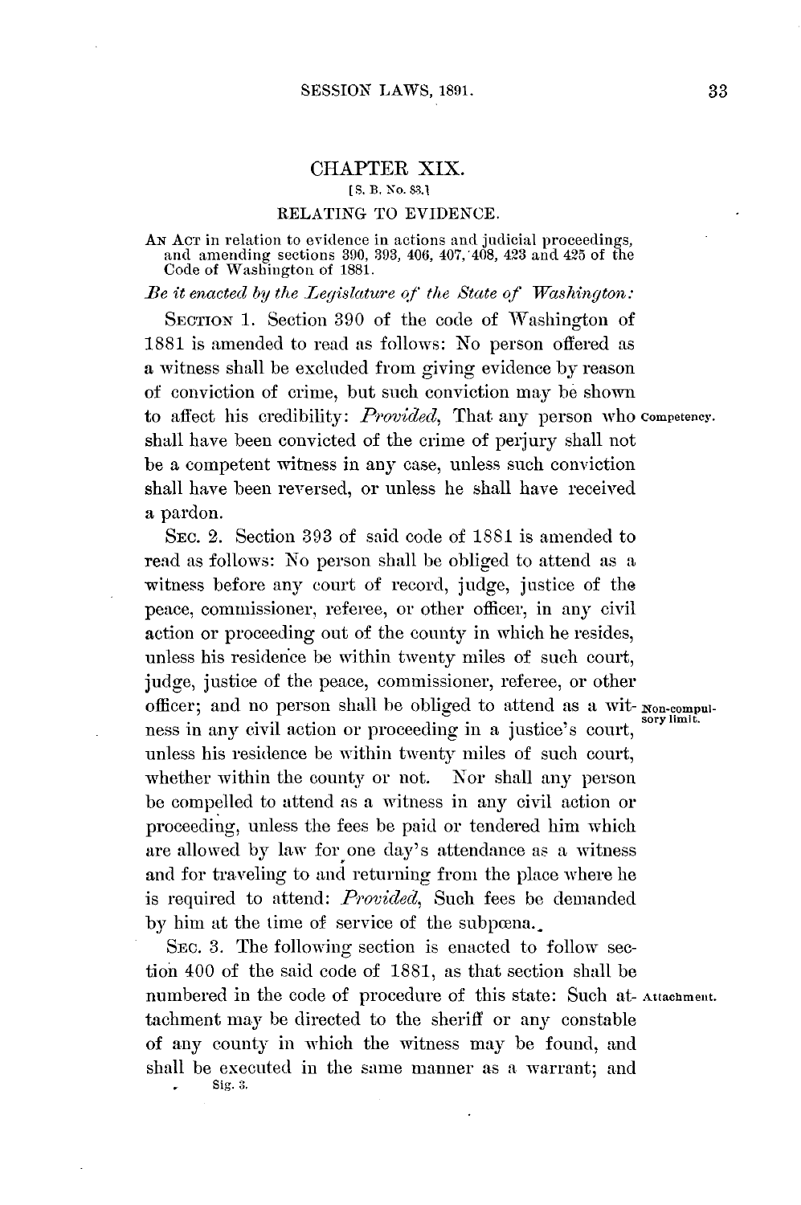# CHAPTER XIX.

[S. B. No. 83.]

## RELATING TO EVIDENCE.

AN ACT in relation to evidence in actions and judicial proceedings, and amending sections 390, 393, 406, 407, 408, 423 and 425 of the Code of Washington of 1881.

*Be it enacted by the Legislature of the State of Washington:*

SECTION 1. Section 390 of the code of Washington of 1881 is amended to read as follows: No person offered as a witness shall be excluded from giving evidence by reason of conviction of crime, but such conviction may be shown to affect his credibility: *Provided*, That any person who shall have been convicted of the crime of perjury shall not be a competent witness in any case, unless such conviction shall have been reversed, or unless he shall have received a pardon.

Competency.

SEC. 2. Section 393 of said code of 1881 is amended to read as follows: No person shall be obliged to attend as a witness before any court of record, judge, justice of the peace, commissioner, referee, or other officer, in any civil action or proceeding out of the county in which he resides, unless his residence be within twenty miles of such court, judge, justice of the peace, commissioner, referee, or other officer; and no person shall be obliged to attend as a witness in any civil action or proceeding in a justice's court, unless his residence be within twenty miles of such court, whether within the county or not. Nor shall any person be compelled to attend as a witness in any civil action or proceeding, unless the fees be paid or tendered him which are allowed by law for one day's attendance as a witness and for traveling to and returning from the place where he is required to attend: *Provided*, Such fees be demanded by him at the time of service of the subpœna.

Non-compulsory limit.

SEC. 3. The following section is enacted to follow section 400 of the said code of 1881, as that section shall be numbered in the code of procedure of this state: Such attachment may be directed to the sheriff or any constable of any county in which the witness may be found, and shall be executed in the same manner as a warrant; and

Attachment.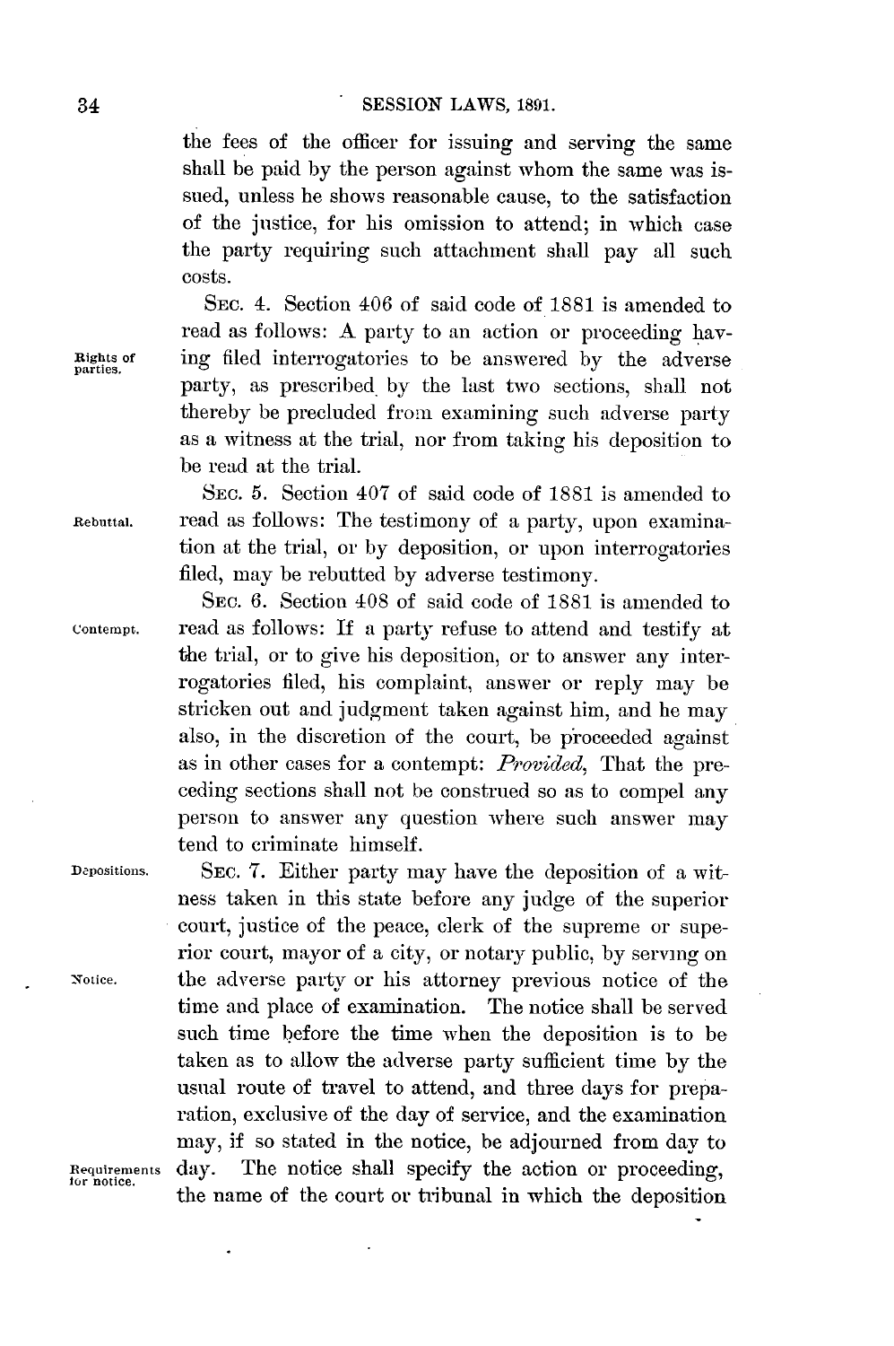the fees of the officer for issuing and serving the same shall be paid by the person against whom the same was issued, unless he shows reasonable cause, to the satisfaction of the justice, for his omission to attend; in which case the party requiring such attachment shall pay all such costs.

Rights of parties.

SEC. 4. Section 406 of said code of 1881 is amended to read as follows: A party to an action or proceeding having filed interrogatories to be answered by the adverse party, as prescribed by the last two sections, shall not thereby be precluded from examining such adverse party as a witness at the trial, nor from taking his deposition to be read at the trial.

Rebuttal.

SEC. 5. Section 407 of said code of 1881 is amended to read as follows: The testimony of a party, upon examination at the trial, or by deposition, or upon interrogatories filed, may be rebutted by adverse testimony.

Contempt.

SEC. 6. Section 408 of said code of 1881 is amended to read as follows: If a party refuse to attend and testify at the trial, or to give his deposition, or to answer any interrogatories filed, his complaint, answer or reply may be stricken out and judgment taken against him, and he may also, in the discretion of the court, be proceeded against as in other cases for a contempt: *Provided*, That the preceding sections shall not be construed so as to compel any person to answer any question where such answer may tend to criminate himself.

Depositions.

Notice.

Requirements for notice.

SEC. 7. Either party may have the deposition of a witness taken in this state before any judge of the superior court, justice of the peace, clerk of the supreme or superior court, mayor of a city, or notary public, by serving on the adverse party or his attorney previous notice of the time and place of examination. The notice shall be served such time before the time when the deposition is to be taken as to allow the adverse party sufficient time by the usual route of travel to attend, and three days for preparation, exclusive of the day of service, and the examination may, if so stated in the notice, be adjourned from day to day. The notice shall specify the action or proceeding, the name of the court or tribunal in which the deposition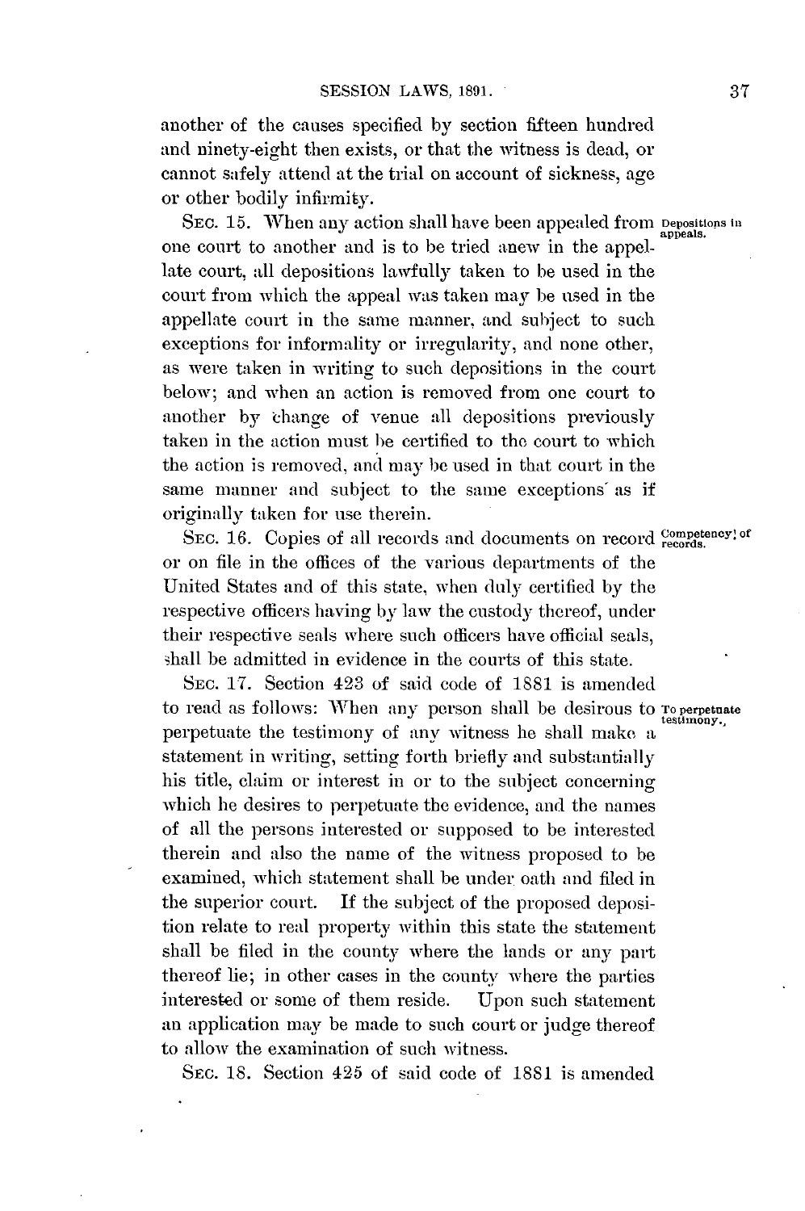another of the causes specified by section fifteen hundred and ninety-eight then exists, or that the witness is dead, or cannot safely attend at the trial on account of sickness, age or other bodily infirmity.

Depositions in appeals.

SEC. 15. When any action shall have been appealed from one court to another and is to be tried anew in the appellate court, all depositions lawfully taken to be used in the court from which the appeal was taken may be used in the appellate court in the same manner, and subject to such exceptions for informality or irregularity, and none other, as were taken in writing to such depositions in the court below; and when an action is removed from one court to another by change of venue all depositions previously taken in the action must be certified to the court to which the action is removed, and may be used in that court in the same manner and subject to the same exceptions as if originally taken for use therein.

Competency of records.

SEC. 16. Copies of all records and documents on record or on file in the offices of the various departments of the United States and of this state, when duly certified by the respective officers having by law the custody thereof, under their respective seals where such officers have official seals, shall be admitted in evidence in the courts of this state.

To perpetuate testimony.

SEC. 17. Section 423 of said code of 1881 is amended to read as follows: When any person shall be desirous to perpetuate the testimony of any witness he shall make a statement in writing, setting forth briefly and substantially his title, claim or interest in or to the subject concerning which he desires to perpetuate the evidence, and the names of all the persons interested or supposed to be interested therein and also the name of the witness proposed to be examined, which statement shall be under oath and filed in the superior court. If the subject of the proposed deposition relate to real property within this state the statement shall be filed in the county where the lands or any part thereof lie; in other cases in the county where the parties interested or some of them reside. Upon such statement an application may be made to such court or judge thereof to allow the examination of such witness.

SEC. 18. Section 425 of said code of 1881 is amended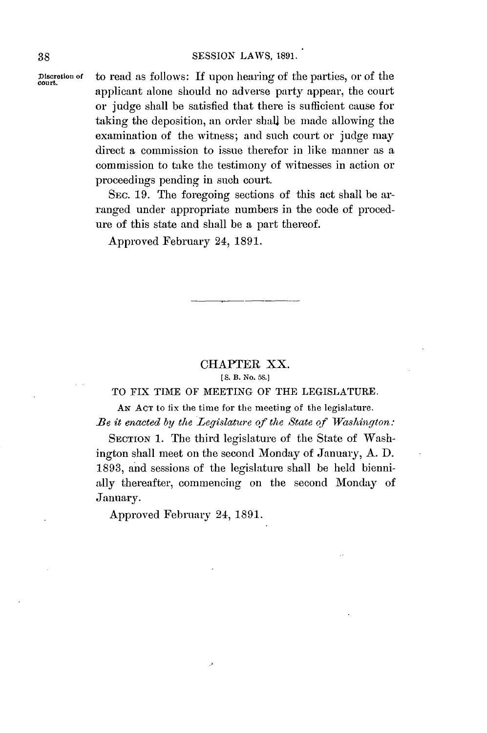Discretion of court.

to read as follows: If upon hearing of the parties, or of the applicant alone should no adverse party appear, the court or judge shall be satisfied that there is sufficient cause for taking the deposition, an order shall be made allowing the examination of the witness; and such court or judge may direct a commission to issue therefor in like manner as a commission to take the testimony of witnesses in action or proceedings pending in such court.

SEC. 19. The foregoing sections of this act shall be arranged under appropriate numbers in the code of procedure of this state and shall be a part thereof.

Approved February 24, 1891.

---

## CHAPTER XX.

[S. B. No. 58.]

### TO FIX TIME OF MEETING OF THE LEGISLATURE.

AN ACT to fix the time for the meeting of the legislature.

*Be it enacted by the Legislature of the State of Washington:*

SECTION 1. The third legislature of the State of Washington shall meet on the second Monday of January, A. D. 1893, and sessions of the legislature shall be held biennially thereafter, commencing on the second Monday of January.

Approved February 24, 1891.